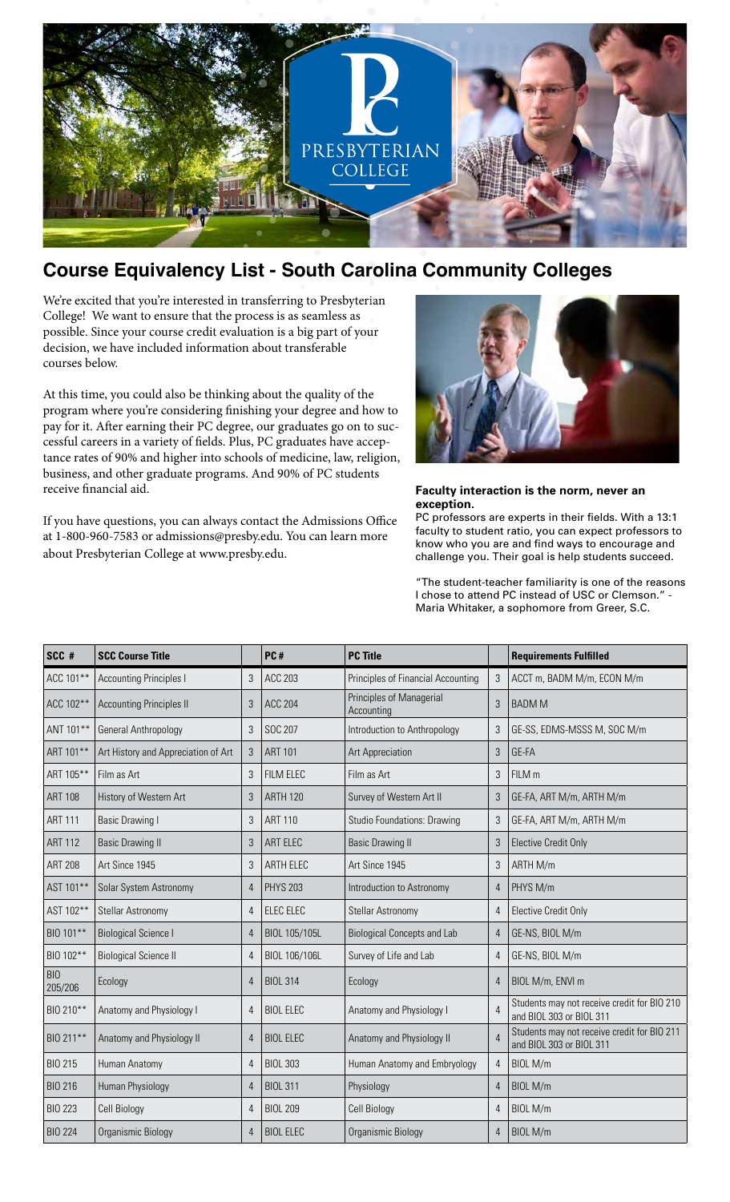# Course Equivalency List - South Carolina Community Colleges

We're excited that you're interested in transferring to Presbyterian College! We want to ensure that the process is as seamless as possible. Since your course credit evaluation is a big part of your decision, we have included information about transferable courses below.

At this time, you could also be thinking about the quality of the program where you're considering finishing your degree and how to pay for it. After earning their PC degree, our graduates go on to successful careers in a variety of fields. Plus, PC graduates have acceptance rates of 90% and higher into schools of medicine, law, religion, business, and other graduate programs. And 90% of PC students receive financial aid.

If you have questions, you can always contact the Admissions Office at 1-800-960-7583 or admissions@presby.edu. You can learn more about Presbyterian College at www.presby.edu.

**Faculty interaction is the norm, never an exception.**

PC professors are experts in their fields. With a 13:1 faculty to student ratio, you can expect professors to know who you are and find ways to encourage and challenge you. Their goal is help students succeed.

"The student-teacher familiarity is one of the reasons I chose to attend PC instead of USC or Clemson." - Maria Whitaker, a sophomore from Greer, S.C.

| SCC # | SCC Course Title | | PC # | PC Title | | Requirements Fulfilled |
|---|---|---|---|---|---|---|
| ACC 101** | Accounting Principles I | 3 | ACC 203 | Principles of Financial Accounting | 3 | ACCT m, BADM M/m, ECON M/m |
| ACC 102** | Accounting Principles II | 3 | ACC 204 | Principles of Managerial Accounting | 3 | BADM M |
| ANT 101** | General Anthropology | 3 | SOC 207 | Introduction to Anthropology | 3 | GE-SS, EDMS-MSSS M, SOC M/m |
| ART 101** | Art History and Appreciation of Art | 3 | ART 101 | Art Appreciation | 3 | GE-FA |
| ART 105** | Film as Art | 3 | FILM ELEC | Film as Art | 3 | FILM m |
| ART 108 | History of Western Art | 3 | ARTH 120 | Survey of Western Art II | 3 | GE-FA, ART M/m, ARTH M/m |
| ART 111 | Basic Drawing I | 3 | ART 110 | Studio Foundations: Drawing | 3 | GE-FA, ART M/m, ARTH M/m |
| ART 112 | Basic Drawing II | 3 | ART ELEC | Basic Drawing II | 3 | Elective Credit Only |
| ART 208 | Art Since 1945 | 3 | ARTH ELEC | Art Since 1945 | 3 | ARTH M/m |
| AST 101** | Solar System Astronomy | 4 | PHYS 203 | Introduction to Astronomy | 4 | PHYS M/m |
| AST 102** | Stellar Astronomy | 4 | ELEC ELEC | Stellar Astronomy | 4 | Elective Credit Only |
| BIO 101** | Biological Science I | 4 | BIOL 105/105L | Biological Concepts and Lab | 4 | GE-NS, BIOL M/m |
| BIO 102** | Biological Science II | 4 | BIOL 106/106L | Survey of Life and Lab | 4 | GE-NS, BIOL M/m |
| BIO 205/206 | Ecology | 4 | BIOL 314 | Ecology | 4 | BIOL M/m, ENVI m |
| BIO 210** | Anatomy and Physiology I | 4 | BIOL ELEC | Anatomy and Physiology I | 4 | Students may not receive credit for BIO 210 and BIOL 303 or BIOL 311 |
| BIO 211** | Anatomy and Physiology II | 4 | BIOL ELEC | Anatomy and Physiology II | 4 | Students may not receive credit for BIO 211 and BIOL 303 or BIOL 311 |
| BIO 215 | Human Anatomy | 4 | BIOL 303 | Human Anatomy and Embryology | 4 | BIOL M/m |
| BIO 216 | Human Physiology | 4 | BIOL 311 | Physiology | 4 | BIOL M/m |
| BIO 223 | Cell Biology | 4 | BIOL 209 | Cell Biology | 4 | BIOL M/m |
| BIO 224 | Organismic Biology | 4 | BIOL ELEC | Organismic Biology | 4 | BIOL M/m |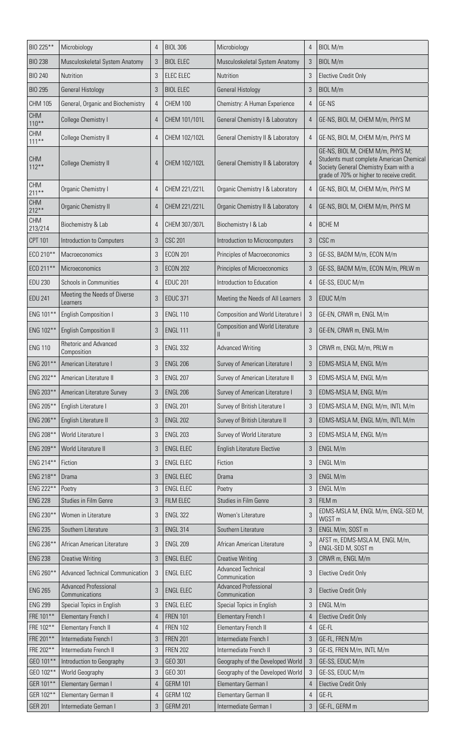| BIO 225** | Microbiology | 4 | BIOL 306 | Microbiology | 4 | BIOL M/m |
|---|---|---|---|---|---|---|
| BIO 238 | Musculoskeletal System Anatomy | 3 | BIOL ELEC | Musculoskeletal System Anatomy | 3 | BIOL M/m |
| BIO 240 | Nutrition | 3 | ELEC ELEC | Nutrition | 3 | Elective Credit Only |
| BIO 295 | General Histology | 3 | BIOL ELEC | General Histology | 3 | BIOL M/m |
| CHM 105 | General, Organic and Biochemistry | 4 | CHEM 100 | Chemistry: A Human Experience | 4 | GE-NS |
| CHM 110** | College Chemistry I | 4 | CHEM 101/101L | General Chemistry I & Laboratory | 4 | GE-NS, BIOL M, CHEM M/m, PHYS M |
| CHM 111** | College Chemistry II | 4 | CHEM 102/102L | General Chemistry II & Laboratory | 4 | GE-NS, BIOL M, CHEM M/m, PHYS M |
| CHM 112** | College Chemistry II | 4 | CHEM 102/102L | General Chemistry II & Laboratory | 4 | GE-NS, BIOL M, CHEM M/m, PHYS M; Students must complete American Chemical Society General Chemistry Exam with a grade of 70% or higher to receive credit. |
| CHM 211** | Organic Chemistry I | 4 | CHEM 221/221L | Organic Chemistry I & Laboratory | 4 | GE-NS, BIOL M, CHEM M/m, PHYS M |
| CHM 212** | Organic Chemistry II | 4 | CHEM 221/221L | Organic Chemistry II & Laboratory | 4 | GE-NS, BIOL M, CHEM M/m, PHYS M |
| CHM 213/214 | Biochemistry & Lab | 4 | CHEM 307/307L | Biochemistry I & Lab | 4 | BCHE M |
| CPT 101 | Introduction to Computers | 3 | CSC 201 | Introduction to Microcomputers | 3 | CSC m |
| ECO 210** | Macroeconomics | 3 | ECON 201 | Principles of Macroeconomics | 3 | GE-SS, BADM M/m, ECON M/m |
| ECO 211** | Microeconomics | 3 | ECON 202 | Principles of Microeconomics | 3 | GE-SS, BADM M/m, ECON M/m, PRLW m |
| EDU 230 | Schools in Communities | 4 | EDUC 201 | Introduction to Education | 4 | GE-SS, EDUC M/m |
| EDU 241 | Meeting the Needs of Diverse Learners | 3 | EDUC 371 | Meeting the Needs of All Learners | 3 | EDUC M/m |
| ENG 101** | English Composition I | 3 | ENGL 110 | Composition and World Literature I | 3 | GE-EN, CRWR m, ENGL M/m |
| ENG 102** | English Composition II | 3 | ENGL 111 | Composition and World Literature II | 3 | GE-EN, CRWR m, ENGL M/m |
| ENG 110 | Rhetoric and Advanced Composition | 3 | ENGL 332 | Advanced Writing | 3 | CRWR m, ENGL M/m, PRLW m |
| ENG 201** | American Literature I | 3 | ENGL 206 | Survey of American Literature I | 3 | EDMS-MSLA M, ENGL M/m |
| ENG 202** | American Literature II | 3 | ENGL 207 | Survey of American Literature II | 3 | EDMS-MSLA M, ENGL M/m |
| ENG 203** | American Literature Survey | 3 | ENGL 206 | Survey of American Literature I | 3 | EDMS-MSLA M, ENGL M/m |
| ENG 205** | English Literature I | 3 | ENGL 201 | Survey of British Literature I | 3 | EDMS-MSLA M, ENGL M/m, INTL M/m |
| ENG 206** | English Literature II | 3 | ENGL 202 | Survey of British Literature II | 3 | EDMS-MSLA M, ENGL M/m, INTL M/m |
| ENG 208** | World Literature I | 3 | ENGL 203 | Survey of World Literature | 3 | EDMS-MSLA M, ENGL M/m |
| ENG 209** | World Literature II | 3 | ENGL ELEC | English Literature Elective | 3 | ENGL M/m |
| ENG 214** | Fiction | 3 | ENGL ELEC | Fiction | 3 | ENGL M/m |
| ENG 218** | Drama | 3 | ENGL ELEC | Drama | 3 | ENGL M/m |
| ENG 222** | Poetry | 3 | ENGL ELEC | Poetry | 3 | ENGL M/m |
| ENG 228 | Studies in Film Genre | 3 | FILM ELEC | Studies in Film Genre | 3 | FILM m |
| ENG 230** | Women in Literature | 3 | ENGL 322 | Women's Literature | 3 | EDMS-MSLA M, ENGL M/m, ENGL-SED M, WGST m |
| ENG 235 | Southern Literature | 3 | ENGL 314 | Southern Literature | 3 | ENGL M/m, SOST m |
| ENG 236** | African American Literature | 3 | ENGL 209 | African American Literature | 3 | AFST m, EDMS-MSLA M, ENGL M/m, ENGL-SED M, SOST m |
| ENG 238 | Creative Writing | 3 | ENGL ELEC | Creative Writing | 3 | CRWR m, ENGL M/m |
| ENG 260** | Advanced Technical Communication | 3 | ENGL ELEC | Advanced Technical Communication | 3 | Elective Credit Only |
| ENG 265 | Advanced Professional Communications | 3 | ENGL ELEC | Advanced Professional Communication | 3 | Elective Credit Only |
| ENG 299 | Special Topics in English | 3 | ENGL ELEC | Special Topics in English | 3 | ENGL M/m |
| FRE 101** | Elementary French I | 4 | FREN 101 | Elementary French I | 4 | Elective Credit Only |
| FRE 102** | Elementary French II | 4 | FREN 102 | Elementary French II | 4 | GE-FL |
| FRE 201** | Intermediate French I | 3 | FREN 201 | Intermediate French I | 3 | GE-FL, FREN M/m |
| FRE 202** | Intermediate French II | 3 | FREN 202 | Intermediate French II | 3 | GE-IS, FREN M/m, INTL M/m |
| GEO 101** | Introduction to Geography | 3 | GEO 301 | Geography of the Developed World | 3 | GE-SS, EDUC M/m |
| GEO 102** | World Geography | 3 | GEO 301 | Geography of the Developed World | 3 | GE-SS, EDUC M/m |
| GER 101** | Elementary German I | 4 | GERM 101 | Elementary German I | 4 | Elective Credit Only |
| GER 102** | Elementary German II | 4 | GERM 102 | Elementary German II | 4 | GE-FL |
| GER 201 | Intermediate German I | 3 | GERM 201 | Intermediate German I | 3 | GE-FL, GERM m |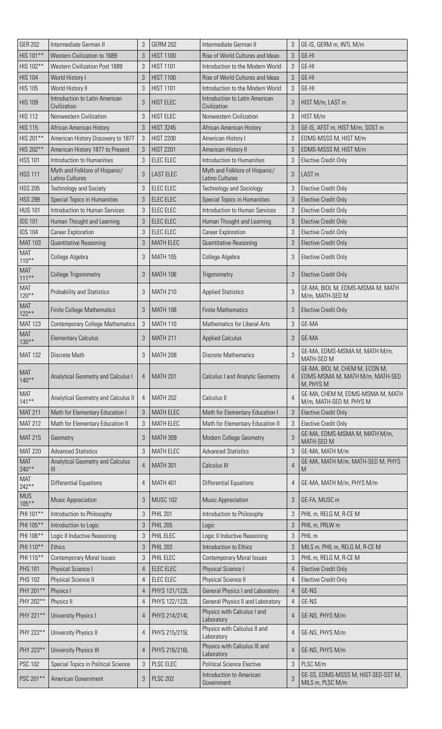| GER 202 | Intermediate German II | 3 | GERM 202 | Intermediate German II | 3 | GE-IS, GERM m, INTL M/m |
|---|---|---|---|---|---|---|
| HIS 101** | Western Civilization to 1689 | 3 | HIST 1100 | Rise of World Cultures and Ideas | 3 | GE-HI |
| HIS 102** | Western Civilization Post 1689 | 3 | HIST 1101 | Introduction to the Modern World | 3 | GE-HI |
| HIS 104 | World History I | 3 | HIST 1100 | Rise of World Cultures and Ideas | 3 | GE-HI |
| HIS 105 | World History II | 3 | HIST 1101 | Introduction to the Modern World | 3 | GE-HI |
| HIS 109 | Introduction to Latin American Civilization | 3 | HIST ELEC | Introduction to Latin American Civilization | 3 | HIST M/m, LAST m |
| HIS 112 | Nonwestern Civilization | 3 | HIST ELEC | Nonwestern Civilization | 3 | HIST M/m |
| HIS 115 | African American History | 3 | HIST 3245 | African American History | 3 | GE-IS, AFST m, HIST M/m, SOST m |
| HIS 201** | American History Discovery to 1877 | 3 | HIST 2200 | American History I | 3 | EDMS-MSSS M, HIST M/m |
| HIS 202** | American History 1877 to Present | 3 | HIST 2201 | American History II | 3 | EDMS-MSSS M, HIST M/m |
| HSS 101 | Introduction to Humanities | 3 | ELEC ELEC | Introduction to Humanities | 3 | Elective Credit Only |
| HSS 111 | Myth and Folklore of Hispanic/ Latino Cultures | 3 | LAST ELEC | Myth and Folklore of Hispanic/ Latino Cultures | 3 | LAST m |
| HSS 205 | Technology and Society | 3 | ELEC ELEC | Technology and Sociology | 3 | Elective Credit Only |
| HSS 299 | Special Topics in Humanities | 3 | ELEC ELEC | Special Topics in Humanities | 3 | Elective Credit Only |
| HUS 101 | Introduction to Human Services | 3 | ELEC ELEC | Introduction to Human Services | 3 | Elective Credit Only |
| IDS 101 | Human Thought and Learning | 3 | ELEC ELEC | Human Thought and Learning | 3 | Elective Credit Only |
| IDS 104 | Career Exploration | 3 | ELEC ELEC | Career Exploration | 3 | Elective Credit Only |
| MAT 103 | Quantitative Reasoning | 3 | MATH ELEC | Quantitative Reasoning | 3 | Elective Credit Only |
| MAT 110** | College Algebra | 3 | MATH 105 | College Algebra | 3 | Elective Credit Only |
| MAT 111** | College Trigonometry | 3 | MATH 106 | Trigonometry | 3 | Elective Credit Only |
| MAT 120** | Probability and Statistics | 3 | MATH 210 | Applied Statistics | 3 | GE-MA, BIOL M, EDMS-MSMA M, MATH M/m, MATH-SED M |
| MAT 122** | Finite College Mathematics | 3 | MATH 108 | Finite Mathematics | 3 | Elective Credit Only |
| MAT 123 | Contemporary College Mathematics | 3 | MATH 110 | Mathematics for Liberal Arts | 3 | GE-MA |
| MAT 130** | Elementary Calculus | 3 | MATH 211 | Applied Calculus | 3 | GE-MA |
| MAT 132 | Discrete Math | 3 | MATH 208 | Discrete Mathematics | 3 | GE-MA, EDMS-MSMA M, MATH M/m, MATH-SED M |
| MAT 140** | Analytical Geometry and Calculus I | 4 | MATH 201 | Calculus I and Analytic Geometry | 4 | GE-MA, BIOL M, CHEM M, ECON M, EDMS-MSMA M, MATH M/m, MATH-SED M, PHYS M |
| MAT 141** | Analytical Geometry and Calculus II | 4 | MATH 202 | Calculus II | 4 | GE-MA, CHEM M, EDMS-MSMA M, MATH M/m, MATH-SED M, PHYS M |
| MAT 211 | Math for Elementary Education I | 3 | MATH ELEC | Math for Elementary Education I | 3 | Elective Credit Only |
| MAT 212 | Math for Elementary Education II | 3 | MATH ELEC | Math for Elementary Education II | 3 | Elective Credit Only |
| MAT 215 | Geometry | 3 | MATH 309 | Modern College Geometry | 3 | GE-MA, EDMS-MSMA M, MATH M/m, MATH-SED M |
| MAT 220 | Advanced Statistics | 3 | MATH ELEC | Advanced Statistics | 3 | GE-MA, MATH M/m |
| MAT 240** | Analytical Geometry and Calculus III | 4 | MATH 301 | Calculus III | 4 | GE-MA, MATH M/m, MATH-SED M, PHYS M |
| MAT 242** | Differential Equations | 4 | MATH 401 | Differential Equations | 4 | GE-MA, MATH M/m, PHYS M/m |
| MUS 105** | Music Appreciation | 3 | MUSC 102 | Music Appreciation | 3 | GE-FA, MUSC m |
| PHI 101** | Introduction to Philosophy | 3 | PHIL 201 | Introduction to Philosophy | 3 | PHIL m, RELG M, R-CE M |
| PHI 105** | Introduction to Logic | 3 | PHIL 205 | Logic | 3 | PHIL m, PRLW m |
| PHI 106** | Logic II Inductive Reasoning | 3 | PHIL ELEC | Logic II Inductive Reasoning | 3 | PHIL m |
| PHI 110** | Ethics | 3 | PHIL 203 | Introduction to Ethics | 3 | MILS m, PHIL m, RELG M, R-CE M |
| PHI 115** | Contemporary Moral Issues | 3 | PHIL ELEC | Contemporary Moral Issues | 3 | PHIL m, RELG M, R-CE M |
| PHS 101 | Physical Science I | 4 | ELEC ELEC | Physical Science I | 4 | Elective Credit Only |
| PHS 102 | Physical Science II | 4 | ELEC ELEC | Physical Science II | 4 | Elective Credit Only |
| PHY 201** | Physics I | 4 | PHYS 121/122L | General Physics I and Laboratory | 4 | GE-NS |
| PHY 202** | Physics II | 4 | PHYS 122/122L | General Physics II and Laboratory | 4 | GE-NS |
| PHY 221** | University Physics I | 4 | PHYS 214/214L | Physics with Calculus I and Laboratory | 4 | GE-NS, PHYS M/m |
| PHY 222** | University Physics II | 4 | PHYS 215/215L | Physics with Calculus II and Laboratory | 4 | GE-NS, PHYS M/m |
| PHY 223** | University Physics III | 4 | PHYS 216/216L | Physics with Calculus III and Laboratory | 4 | GE-NS, PHYS M/m |
| PSC 102 | Special Topics in Political Science | 3 | PLSC ELEC | Political Science Elective | 3 | PLSC M/m |
| PSC 201** | American Government | 3 | PLSC 202 | Introduction to American Government | 3 | GE-SS, EDMS-MSSS M, HIST-SED-SST M, MILS m, PLSC M/m |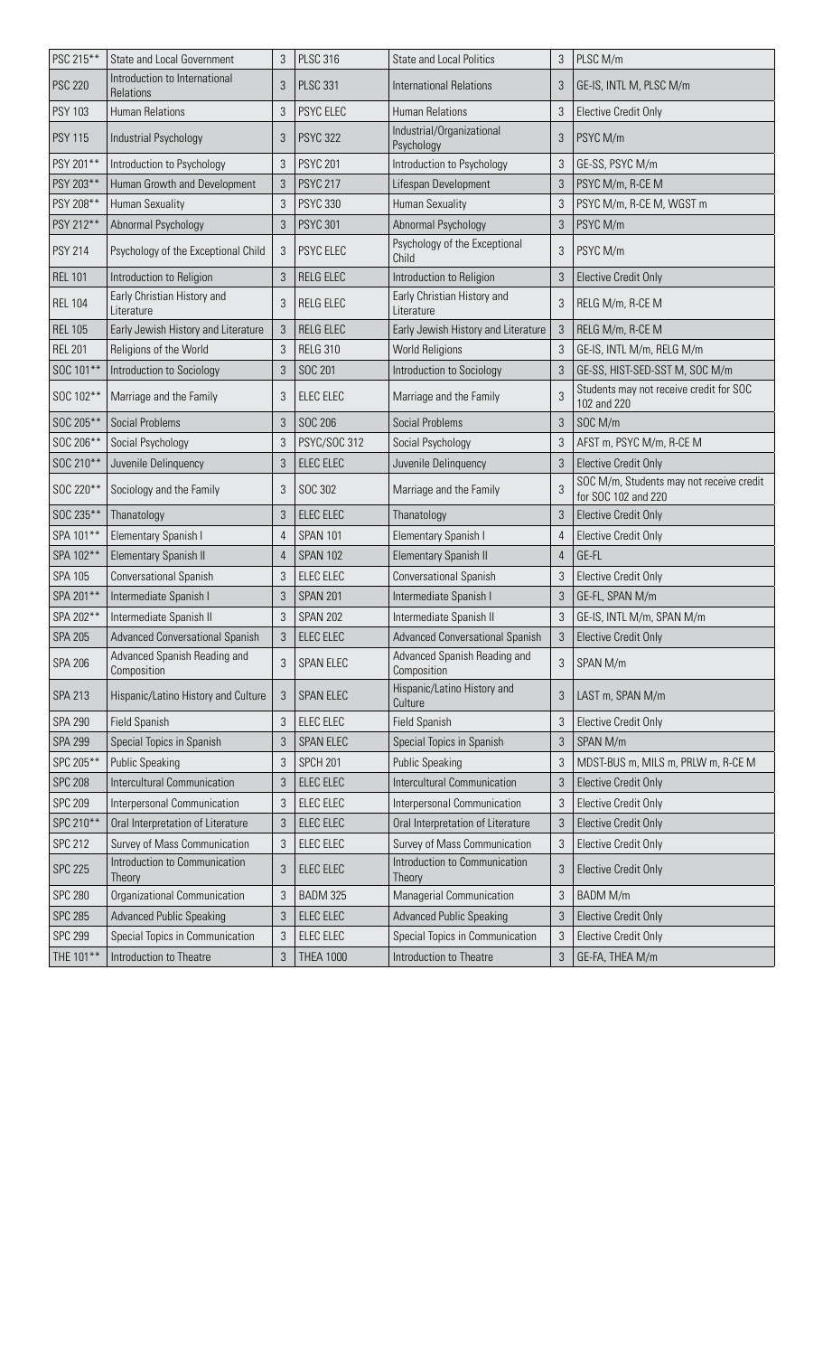| | | | | | | |
|---|---|---|---|---|---|---|
| PSC 215** | State and Local Government | 3 | PLSC 316 | State and Local Politics | 3 | PLSC M/m |
| PSC 220 | Introduction to International Relations | 3 | PLSC 331 | International Relations | 3 | GE-IS, INTL M, PLSC M/m |
| PSY 103 | Human Relations | 3 | PSYC ELEC | Human Relations | 3 | Elective Credit Only |
| PSY 115 | Industrial Psychology | 3 | PSYC 322 | Industrial/Organizational Psychology | 3 | PSYC M/m |
| PSY 201** | Introduction to Psychology | 3 | PSYC 201 | Introduction to Psychology | 3 | GE-SS, PSYC M/m |
| PSY 203** | Human Growth and Development | 3 | PSYC 217 | Lifespan Development | 3 | PSYC M/m, R-CE M |
| PSY 208** | Human Sexuality | 3 | PSYC 330 | Human Sexuality | 3 | PSYC M/m, R-CE M, WGST m |
| PSY 212** | Abnormal Psychology | 3 | PSYC 301 | Abnormal Psychology | 3 | PSYC M/m |
| PSY 214 | Psychology of the Exceptional Child | 3 | PSYC ELEC | Psychology of the Exceptional Child | 3 | PSYC M/m |
| REL 101 | Introduction to Religion | 3 | RELG ELEC | Introduction to Religion | 3 | Elective Credit Only |
| REL 104 | Early Christian History and Literature | 3 | RELG ELEC | Early Christian History and Literature | 3 | RELG M/m, R-CE M |
| REL 105 | Early Jewish History and Literature | 3 | RELG ELEC | Early Jewish History and Literature | 3 | RELG M/m, R-CE M |
| REL 201 | Religions of the World | 3 | RELG 310 | World Religions | 3 | GE-IS, INTL M/m, RELG M/m |
| SOC 101** | Introduction to Sociology | 3 | SOC 201 | Introduction to Sociology | 3 | GE-SS, HIST-SED-SST M, SOC M/m |
| SOC 102** | Marriage and the Family | 3 | ELEC ELEC | Marriage and the Family | 3 | Students may not receive credit for SOC 102 and 220 |
| SOC 205** | Social Problems | 3 | SOC 206 | Social Problems | 3 | SOC M/m |
| SOC 206** | Social Psychology | 3 | PSYC/SOC 312 | Social Psychology | 3 | AFST m, PSYC M/m, R-CE M |
| SOC 210** | Juvenile Delinquency | 3 | ELEC ELEC | Juvenile Delinquency | 3 | Elective Credit Only |
| SOC 220** | Sociology and the Family | 3 | SOC 302 | Marriage and the Family | 3 | SOC M/m, Students may not receive credit for SOC 102 and 220 |
| SOC 235** | Thanatology | 3 | ELEC ELEC | Thanatology | 3 | Elective Credit Only |
| SPA 101** | Elementary Spanish I | 4 | SPAN 101 | Elementary Spanish I | 4 | Elective Credit Only |
| SPA 102** | Elementary Spanish II | 4 | SPAN 102 | Elementary Spanish II | 4 | GE-FL |
| SPA 105 | Conversational Spanish | 3 | ELEC ELEC | Conversational Spanish | 3 | Elective Credit Only |
| SPA 201** | Intermediate Spanish I | 3 | SPAN 201 | Intermediate Spanish I | 3 | GE-FL, SPAN M/m |
| SPA 202** | Intermediate Spanish II | 3 | SPAN 202 | Intermediate Spanish II | 3 | GE-IS, INTL M/m, SPAN M/m |
| SPA 205 | Advanced Conversational Spanish | 3 | ELEC ELEC | Advanced Conversational Spanish | 3 | Elective Credit Only |
| SPA 206 | Advanced Spanish Reading and Composition | 3 | SPAN ELEC | Advanced Spanish Reading and Composition | 3 | SPAN M/m |
| SPA 213 | Hispanic/Latino History and Culture | 3 | SPAN ELEC | Hispanic/Latino History and Culture | 3 | LAST m, SPAN M/m |
| SPA 290 | Field Spanish | 3 | ELEC ELEC | Field Spanish | 3 | Elective Credit Only |
| SPA 299 | Special Topics in Spanish | 3 | SPAN ELEC | Special Topics in Spanish | 3 | SPAN M/m |
| SPC 205** | Public Speaking | 3 | SPCH 201 | Public Speaking | 3 | MDST-BUS m, MILS m, PRLW m, R-CE M |
| SPC 208 | Intercultural Communication | 3 | ELEC ELEC | Intercultural Communication | 3 | Elective Credit Only |
| SPC 209 | Interpersonal Communication | 3 | ELEC ELEC | Interpersonal Communication | 3 | Elective Credit Only |
| SPC 210** | Oral Interpretation of Literature | 3 | ELEC ELEC | Oral Interpretation of Literature | 3 | Elective Credit Only |
| SPC 212 | Survey of Mass Communication | 3 | ELEC ELEC | Survey of Mass Communication | 3 | Elective Credit Only |
| SPC 225 | Introduction to Communication Theory | 3 | ELEC ELEC | Introduction to Communication Theory | 3 | Elective Credit Only |
| SPC 280 | Organizational Communication | 3 | BADM 325 | Managerial Communication | 3 | BADM M/m |
| SPC 285 | Advanced Public Speaking | 3 | ELEC ELEC | Advanced Public Speaking | 3 | Elective Credit Only |
| SPC 299 | Special Topics in Communication | 3 | ELEC ELEC | Special Topics in Communication | 3 | Elective Credit Only |
| THE 101** | Introduction to Theatre | 3 | THEA 1000 | Introduction to Theatre | 3 | GE-FA, THEA M/m |